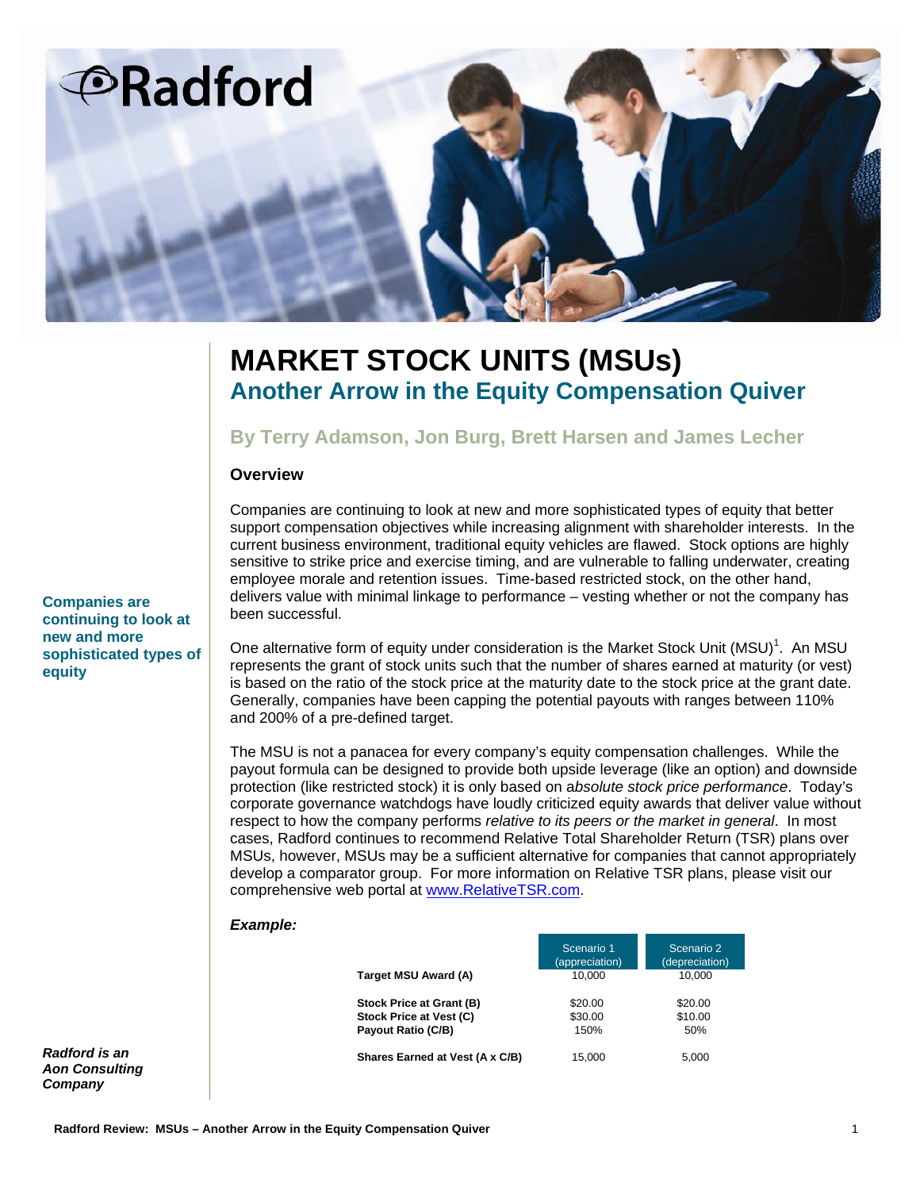# MARKET STOCK UNITS (MSUs)

## Another Arrow in the Equity Compensation Quiver

### By Terry Adamson, Jon Burg, Brett Harsen and James Lecher

**Companies are continuing to look at new and more sophisticated types of equity**

**Overview**

Companies are continuing to look at new and more sophisticated types of equity that better support compensation objectives while increasing alignment with shareholder interests. In the current business environment, traditional equity vehicles are flawed. Stock options are highly sensitive to strike price and exercise timing, and are vulnerable to falling underwater, creating employee morale and retention issues. Time-based restricted stock, on the other hand, delivers value with minimal linkage to performance – vesting whether or not the company has been successful.

One alternative form of equity under consideration is the Market Stock Unit (MSU)[1]. An MSU represents the grant of stock units such that the number of shares earned at maturity (or vest) is based on the ratio of the stock price at the maturity date to the stock price at the grant date. Generally, companies have been capping the potential payouts with ranges between 110% and 200% of a pre-defined target.

The MSU is not a panacea for every company's equity compensation challenges. While the payout formula can be designed to provide both upside leverage (like an option) and downside protection (like restricted stock) it is only based on a*bsolute stock price performance*. Today's corporate governance watchdogs have loudly criticized equity awards that deliver value without respect to how the company performs *relative to its peers or the market in general*. In most cases, Radford continues to recommend Relative Total Shareholder Return (TSR) plans over MSUs, however, MSUs may be a sufficient alternative for companies that cannot appropriately develop a comparator group. For more information on Relative TSR plans, please visit our comprehensive web portal at www.RelativeTSR.com.

***Example:***

| | Scenario 1 (appreciation) | Scenario 2 (depreciation) |
|---|---|---|
| **Target MSU Award (A)** | 10,000 | 10,000 |
| **Stock Price at Grant (B)** | $20.00 | $20.00 |
| **Stock Price at Vest (C)** | $30.00 | $10.00 |
| **Payout Ratio (C/B)** | 150% | 50% |
| **Shares Earned at Vest (A x C/B)** | 15,000 | 5,000 |

***Radford is an Aon Consulting Company***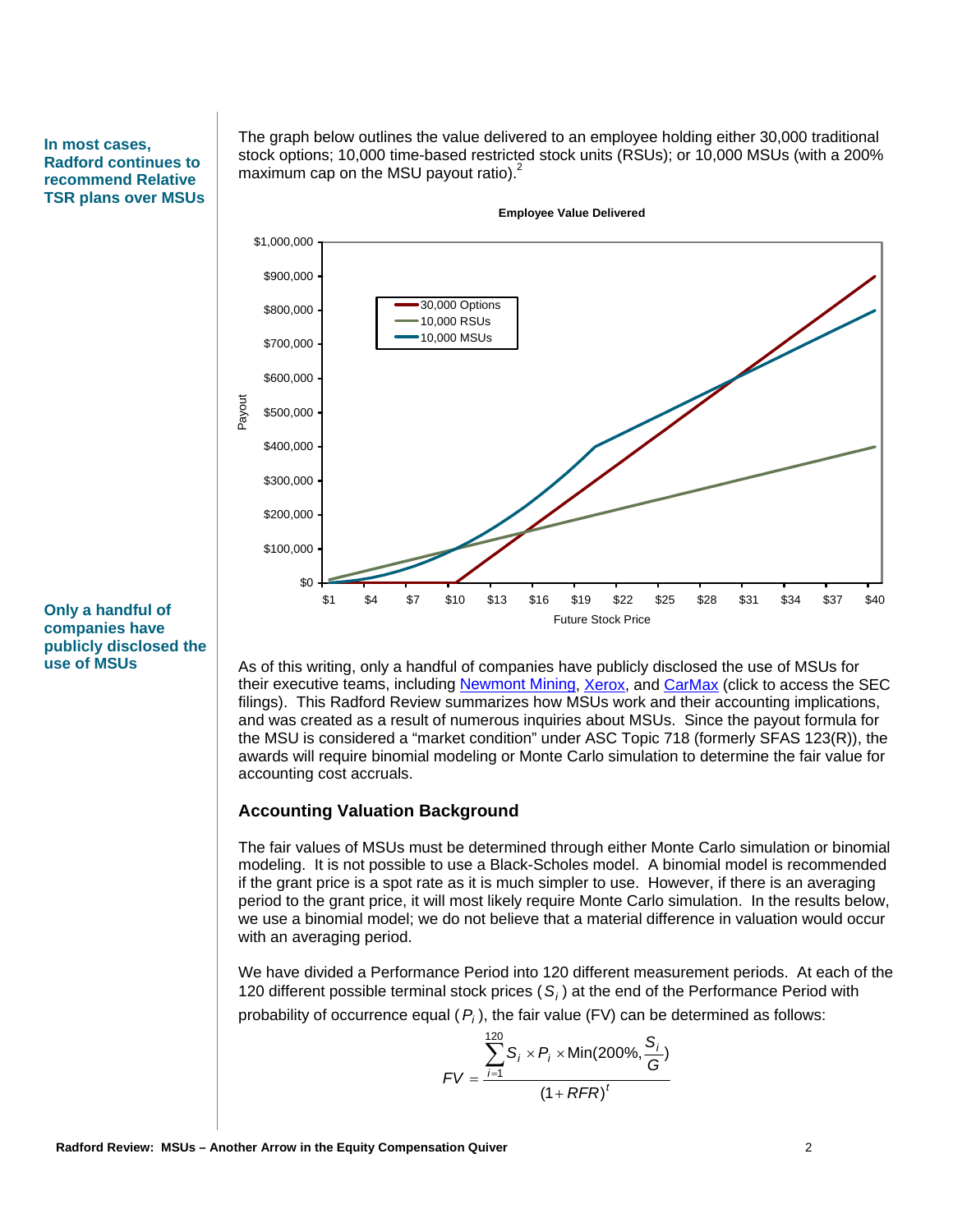**In most cases, Radford continues to recommend Relative TSR plans over MSUs**

The graph below outlines the value delivered to an employee holding either 30,000 traditional stock options; 10,000 time-based restricted stock units (RSUs); or 10,000 MSUs (with a 200% maximum cap on the MSU payout ratio).[2]

**Employee Value Delivered**

**Only a handful of companies have publicly disclosed the use of MSUs**

As of this writing, only a handful of companies have publicly disclosed the use of MSUs for their executive teams, including Newmont Mining, Xerox, and CarMax (click to access the SEC filings). This Radford Review summarizes how MSUs work and their accounting implications, and was created as a result of numerous inquiries about MSUs. Since the payout formula for the MSU is considered a "market condition" under ASC Topic 718 (formerly SFAS 123(R)), the awards will require binomial modeling or Monte Carlo simulation to determine the fair value for accounting cost accruals.

### Accounting Valuation Background

The fair values of MSUs must be determined through either Monte Carlo simulation or binomial modeling. It is not possible to use a Black-Scholes model. A binomial model is recommended if the grant price is a spot rate as it is much simpler to use. However, if there is an averaging period to the grant price, it will most likely require Monte Carlo simulation. In the results below, we use a binomial model; we do not believe that a material difference in valuation would occur with an averaging period.

We have divided a Performance Period into 120 different measurement periods. At each of the 120 different possible terminal stock prices ($S_i$) at the end of the Performance Period with probability of occurrence equal ($P_i$), the fair value (FV) can be determined as follows:

$$FV = \frac{\sum_{i=1}^{120} S_i \times P_i \times \text{Min}(200\%, \frac{S_i}{G})}{(1 + RFR)^t}$$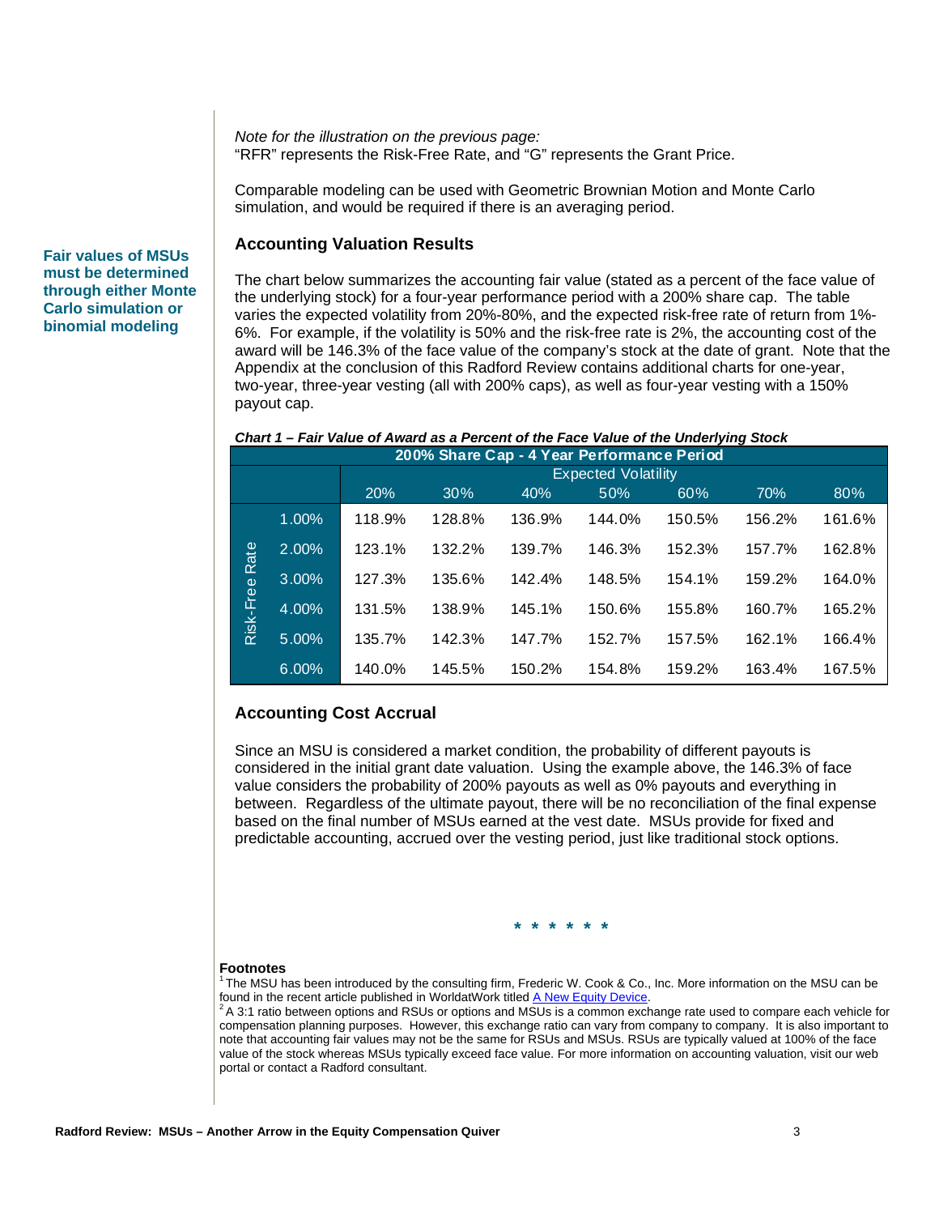*Note for the illustration on the previous page:*
"RFR" represents the Risk-Free Rate, and "G" represents the Grant Price.

Comparable modeling can be used with Geometric Brownian Motion and Monte Carlo simulation, and would be required if there is an averaging period.

**Fair values of MSUs must be determined through either Monte Carlo simulation or binomial modeling**

### Accounting Valuation Results

The chart below summarizes the accounting fair value (stated as a percent of the face value of the underlying stock) for a four-year performance period with a 200% share cap. The table varies the expected volatility from 20%-80%, and the expected risk-free rate of return from 1%-6%. For example, if the volatility is 50% and the risk-free rate is 2%, the accounting cost of the award will be 146.3% of the face value of the company's stock at the date of grant. Note that the Appendix at the conclusion of this Radford Review contains additional charts for one-year, two-year, three-year vesting (all with 200% caps), as well as four-year vesting with a 150% payout cap.

***Chart 1 – Fair Value of Award as a Percent of the Face Value of the Underlying Stock***

| 200% Share Cap - 4 Year Performance Period | | | | | | | | |
|---|---|---|---|---|---|---|---|---|
| | | Expected Volatility | | | | | | |
| | | 20% | 30% | 40% | 50% | 60% | 70% | 80% |
| Risk-Free Rate | 1.00% | 118.9% | 128.8% | 136.9% | 144.0% | 150.5% | 156.2% | 161.6% |
| | 2.00% | 123.1% | 132.2% | 139.7% | 146.3% | 152.3% | 157.7% | 162.8% |
| | 3.00% | 127.3% | 135.6% | 142.4% | 148.5% | 154.1% | 159.2% | 164.0% |
| | 4.00% | 131.5% | 138.9% | 145.1% | 150.6% | 155.8% | 160.7% | 165.2% |
| | 5.00% | 135.7% | 142.3% | 147.7% | 152.7% | 157.5% | 162.1% | 166.4% |
| | 6.00% | 140.0% | 145.5% | 150.2% | 154.8% | 159.2% | 163.4% | 167.5% |

### Accounting Cost Accrual

Since an MSU is considered a market condition, the probability of different payouts is considered in the initial grant date valuation. Using the example above, the 146.3% of face value considers the probability of 200% payouts as well as 0% payouts and everything in between. Regardless of the ultimate payout, there will be no reconciliation of the final expense based on the final number of MSUs earned at the vest date. MSUs provide for fixed and predictable accounting, accrued over the vesting period, just like traditional stock options.

* * * * * *

**Footnotes**

[1] The MSU has been introduced by the consulting firm, Frederic W. Cook & Co., Inc. More information on the MSU can be found in the recent article published in WorldatWork titled A New Equity Device.

[2] A 3:1 ratio between options and RSUs or options and MSUs is a common exchange rate used to compare each vehicle for compensation planning purposes. However, this exchange ratio can vary from company to company. It is also important to note that accounting fair values may not be the same for RSUs and MSUs. RSUs are typically valued at 100% of the face value of the stock whereas MSUs typically exceed face value. For more information on accounting valuation, visit our web portal or contact a Radford consultant.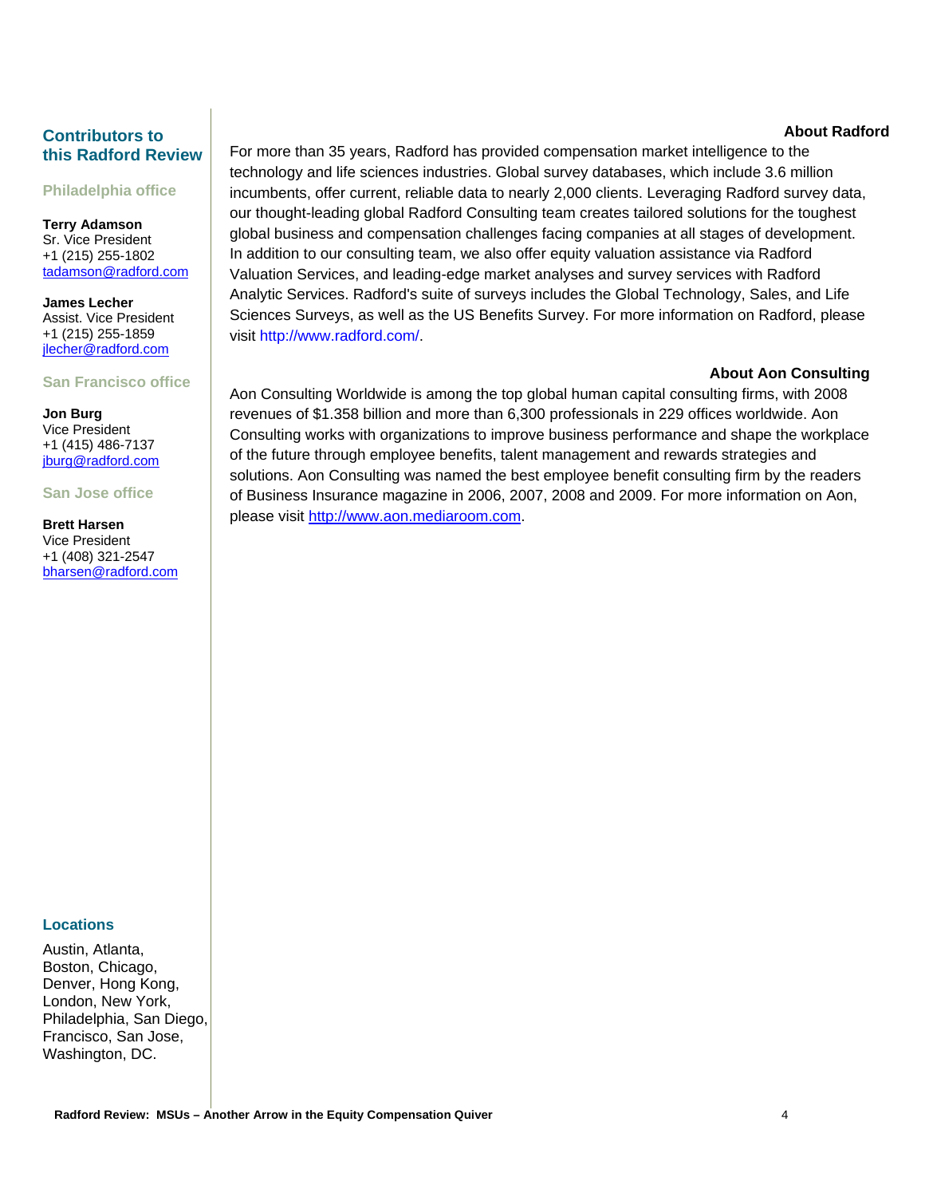## Contributors to this Radford Review

### Philadelphia office

**Terry Adamson**
Sr. Vice President
+1 (215) 255-1802
tadamson@radford.com

**James Lecher**
Assist. Vice President
+1 (215) 255-1859
jlecher@radford.com

### San Francisco office

**Jon Burg**
Vice President
+1 (415) 486-7137
jburg@radford.com

### San Jose office

**Brett Harsen**
Vice President
+1 (408) 321-2547
bharsen@radford.com

### Locations

Austin, Atlanta, Boston, Chicago, Denver, Hong Kong, London, New York, Philadelphia, San Diego, Francisco, San Jose, Washington, DC.

**About Radford**

For more than 35 years, Radford has provided compensation market intelligence to the technology and life sciences industries. Global survey databases, which include 3.6 million incumbents, offer current, reliable data to nearly 2,000 clients. Leveraging Radford survey data, our thought-leading global Radford Consulting team creates tailored solutions for the toughest global business and compensation challenges facing companies at all stages of development. In addition to our consulting team, we also offer equity valuation assistance via Radford Valuation Services, and leading-edge market analyses and survey services with Radford Analytic Services. Radford's suite of surveys includes the Global Technology, Sales, and Life Sciences Surveys, as well as the US Benefits Survey. For more information on Radford, please visit http://www.radford.com/.

**About Aon Consulting**

Aon Consulting Worldwide is among the top global human capital consulting firms, with 2008 revenues of $1.358 billion and more than 6,300 professionals in 229 offices worldwide. Aon Consulting works with organizations to improve business performance and shape the workplace of the future through employee benefits, talent management and rewards strategies and solutions. Aon Consulting was named the best employee benefit consulting firm by the readers of Business Insurance magazine in 2006, 2007, 2008 and 2009. For more information on Aon, please visit http://www.aon.mediaroom.com.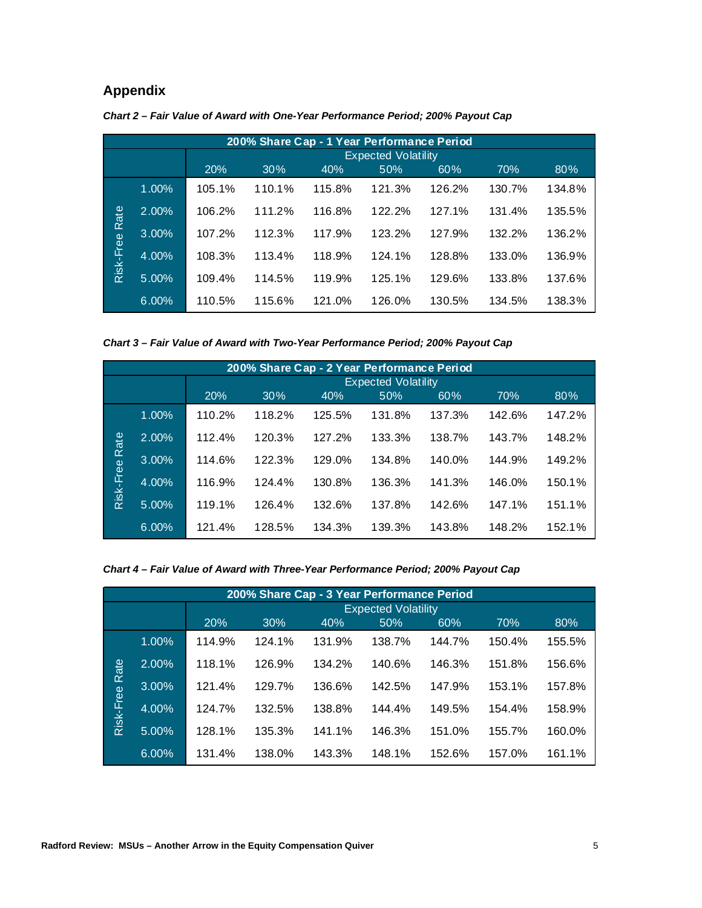## Appendix

***Chart 2 – Fair Value of Award with One-Year Performance Period; 200% Payout Cap***

| 200% Share Cap - 1 Year Performance Period | | | | | | | | |
|---|---|---|---|---|---|---|---|---|
| | | Expected Volatility | | | | | | |
| | | 20% | 30% | 40% | 50% | 60% | 70% | 80% |
| Risk-Free Rate | 1.00% | 105.1% | 110.1% | 115.8% | 121.3% | 126.2% | 130.7% | 134.8% |
| | 2.00% | 106.2% | 111.2% | 116.8% | 122.2% | 127.1% | 131.4% | 135.5% |
| | 3.00% | 107.2% | 112.3% | 117.9% | 123.2% | 127.9% | 132.2% | 136.2% |
| | 4.00% | 108.3% | 113.4% | 118.9% | 124.1% | 128.8% | 133.0% | 136.9% |
| | 5.00% | 109.4% | 114.5% | 119.9% | 125.1% | 129.6% | 133.8% | 137.6% |
| | 6.00% | 110.5% | 115.6% | 121.0% | 126.0% | 130.5% | 134.5% | 138.3% |

***Chart 3 – Fair Value of Award with Two-Year Performance Period; 200% Payout Cap***

| 200% Share Cap - 2 Year Performance Period | | | | | | | | |
|---|---|---|---|---|---|---|---|---|
| | | Expected Volatility | | | | | | |
| | | 20% | 30% | 40% | 50% | 60% | 70% | 80% |
| Risk-Free Rate | 1.00% | 110.2% | 118.2% | 125.5% | 131.8% | 137.3% | 142.6% | 147.2% |
| | 2.00% | 112.4% | 120.3% | 127.2% | 133.3% | 138.7% | 143.7% | 148.2% |
| | 3.00% | 114.6% | 122.3% | 129.0% | 134.8% | 140.0% | 144.9% | 149.2% |
| | 4.00% | 116.9% | 124.4% | 130.8% | 136.3% | 141.3% | 146.0% | 150.1% |
| | 5.00% | 119.1% | 126.4% | 132.6% | 137.8% | 142.6% | 147.1% | 151.1% |
| | 6.00% | 121.4% | 128.5% | 134.3% | 139.3% | 143.8% | 148.2% | 152.1% |

***Chart 4 – Fair Value of Award with Three-Year Performance Period; 200% Payout Cap***

| 200% Share Cap - 3 Year Performance Period | | | | | | | | |
|---|---|---|---|---|---|---|---|---|
| | | Expected Volatility | | | | | | |
| | | 20% | 30% | 40% | 50% | 60% | 70% | 80% |
| Risk-Free Rate | 1.00% | 114.9% | 124.1% | 131.9% | 138.7% | 144.7% | 150.4% | 155.5% |
| | 2.00% | 118.1% | 126.9% | 134.2% | 140.6% | 146.3% | 151.8% | 156.6% |
| | 3.00% | 121.4% | 129.7% | 136.6% | 142.5% | 147.9% | 153.1% | 157.8% |
| | 4.00% | 124.7% | 132.5% | 138.8% | 144.4% | 149.5% | 154.4% | 158.9% |
| | 5.00% | 128.1% | 135.3% | 141.1% | 146.3% | 151.0% | 155.7% | 160.0% |
| | 6.00% | 131.4% | 138.0% | 143.3% | 148.1% | 152.6% | 157.0% | 161.1% |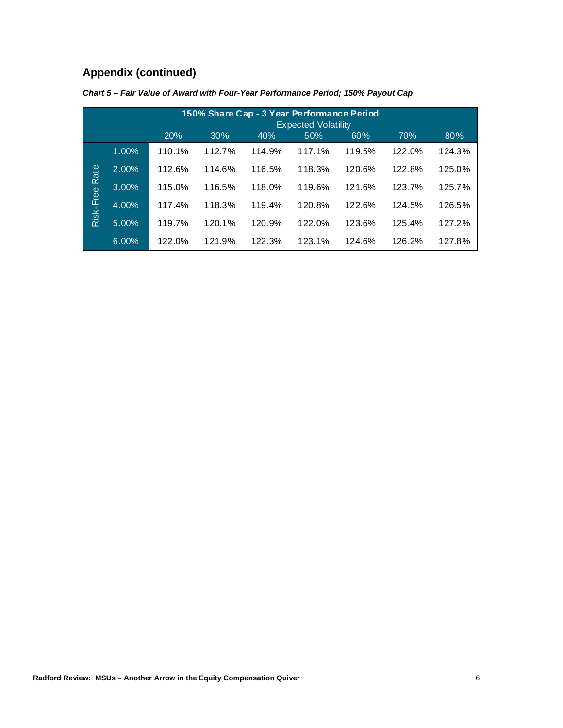## Appendix (continued)

***Chart 5 – Fair Value of Award with Four-Year Performance Period; 150% Payout Cap***

| 150% Share Cap - 3 Year Performance Period | | | | | | | | |
|---|---|---|---|---|---|---|---|---|
| | | Expected Volatility | | | | | | |
| | | 20% | 30% | 40% | 50% | 60% | 70% | 80% |
| Risk-Free Rate | 1.00% | 110.1% | 112.7% | 114.9% | 117.1% | 119.5% | 122.0% | 124.3% |
| | 2.00% | 112.6% | 114.6% | 116.5% | 118.3% | 120.6% | 122.8% | 125.0% |
| | 3.00% | 115.0% | 116.5% | 118.0% | 119.6% | 121.6% | 123.7% | 125.7% |
| | 4.00% | 117.4% | 118.3% | 119.4% | 120.8% | 122.6% | 124.5% | 126.5% |
| | 5.00% | 119.7% | 120.1% | 120.9% | 122.0% | 123.6% | 125.4% | 127.2% |
| | 6.00% | 122.0% | 121.9% | 122.3% | 123.1% | 124.6% | 126.2% | 127.8% |